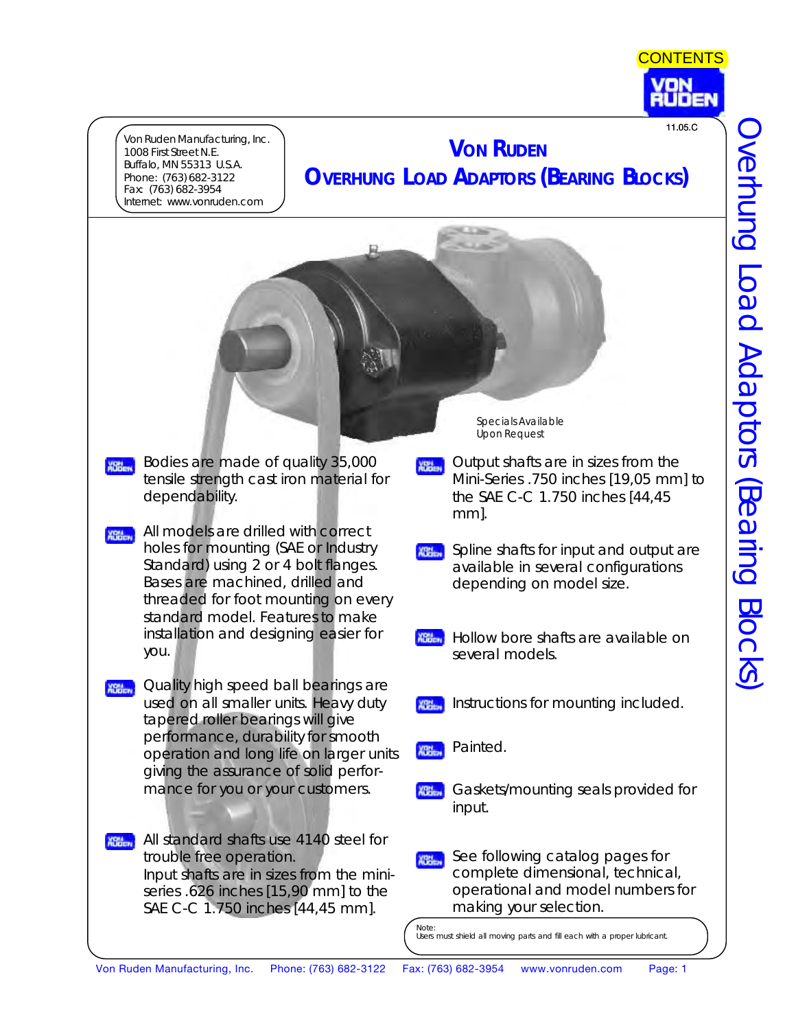CONTENTS

11.05.C

Von Ruden Manufacturing, Inc.
1008 First Street N.E.
Buffalo, MN 55313 U.S.A.
Phone: (763) 682-3122
Fax: (763) 682-3954
Internet: www.vonruden.com

# Von Ruden
# Overhung Load Adaptors (Bearing Blocks)

Specials Available Upon Request

- Bodies are made of quality 35,000 tensile strength cast iron material for dependability.
- All models are drilled with correct holes for mounting (SAE or Industry Standard) using 2 or 4 bolt flanges. Bases are machined, drilled and threaded for foot mounting on every standard model. Features to make installation and designing easier for you.
- Quality high speed ball bearings are used on all smaller units. Heavy duty tapered roller bearings will give performance, durability for smooth operation and long life on larger units giving the assurance of solid performance for you or your customers.
- All standard shafts use 4140 steel for trouble free operation.
  Input shafts are in sizes from the mini-series .626 inches [15,90 mm] to the SAE C-C 1.750 inches [44,45 mm].
- Output shafts are in sizes from the Mini-Series .750 inches [19,05 mm] to the SAE C-C 1.750 inches [44,45 mm].
- Spline shafts for input and output are available in several configurations depending on model size.
- Hollow bore shafts are available on several models.
- Instructions for mounting included.
- Painted.
- Gaskets/mounting seals provided for input.
- See following catalog pages for complete dimensional, technical, operational and model numbers for making your selection.

Note:
Users must shield all moving parts and fill each with a proper lubricant.

Overhung Load Adaptors (Bearing Blocks)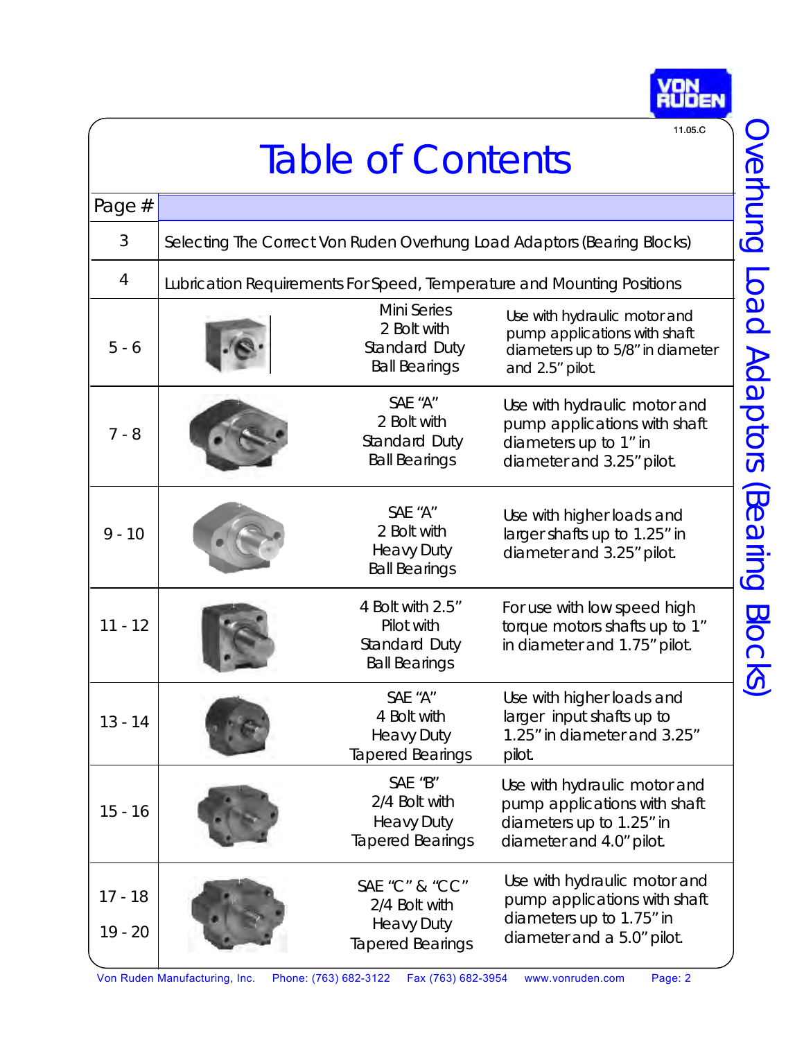# Table of Contents

11.05.C

| Page # | | |
|---|---|---|
| 3 | Selecting The Correct Von Ruden Overhung Load Adaptors (Bearing Blocks) | |
| 4 | Lubrication Requirements For Speed, Temperature and Mounting Positions | |
| 5 - 6 | Mini Series 2 Bolt with Standard Duty Ball Bearings | Use with hydraulic motor and pump applications with shaft diameters up to 5/8" in diameter and 2.5" pilot. |
| 7 - 8 | SAE "A" 2 Bolt with Standard Duty Ball Bearings | Use with hydraulic motor and pump applications with shaft diameters up to 1" in diameter and 3.25" pilot. |
| 9 - 10 | SAE "A" 2 Bolt with Heavy Duty Ball Bearings | Use with higher loads and larger shafts up to 1.25" in diameter and 3.25" pilot. |
| 11 - 12 | 4 Bolt with 2.5" Pilot with Standard Duty Ball Bearings | For use with low speed high torque motors shafts up to 1" in diameter and 1.75" pilot. |
| 13 - 14 | SAE "A" 4 Bolt with Heavy Duty Tapered Bearings | Use with higher loads and larger input shafts up to 1.25" in diameter and 3.25" pilot. |
| 15 - 16 | SAE "B" 2/4 Bolt with Heavy Duty Tapered Bearings | Use with hydraulic motor and pump applications with shaft diameters up to 1.25" in diameter and 4.0" pilot. |
| 17 - 18<br>19 - 20 | SAE "C" & "CC" 2/4 Bolt with Heavy Duty Tapered Bearings | Use with hydraulic motor and pump applications with shaft diameters up to 1.75" in diameter and a 5.0" pilot. |

Overhung Load Adaptors (Bearing Blocks)

Von Ruden Manufacturing, Inc. Phone: (763) 682-3122 Fax (763) 682-3954 www.vonruden.com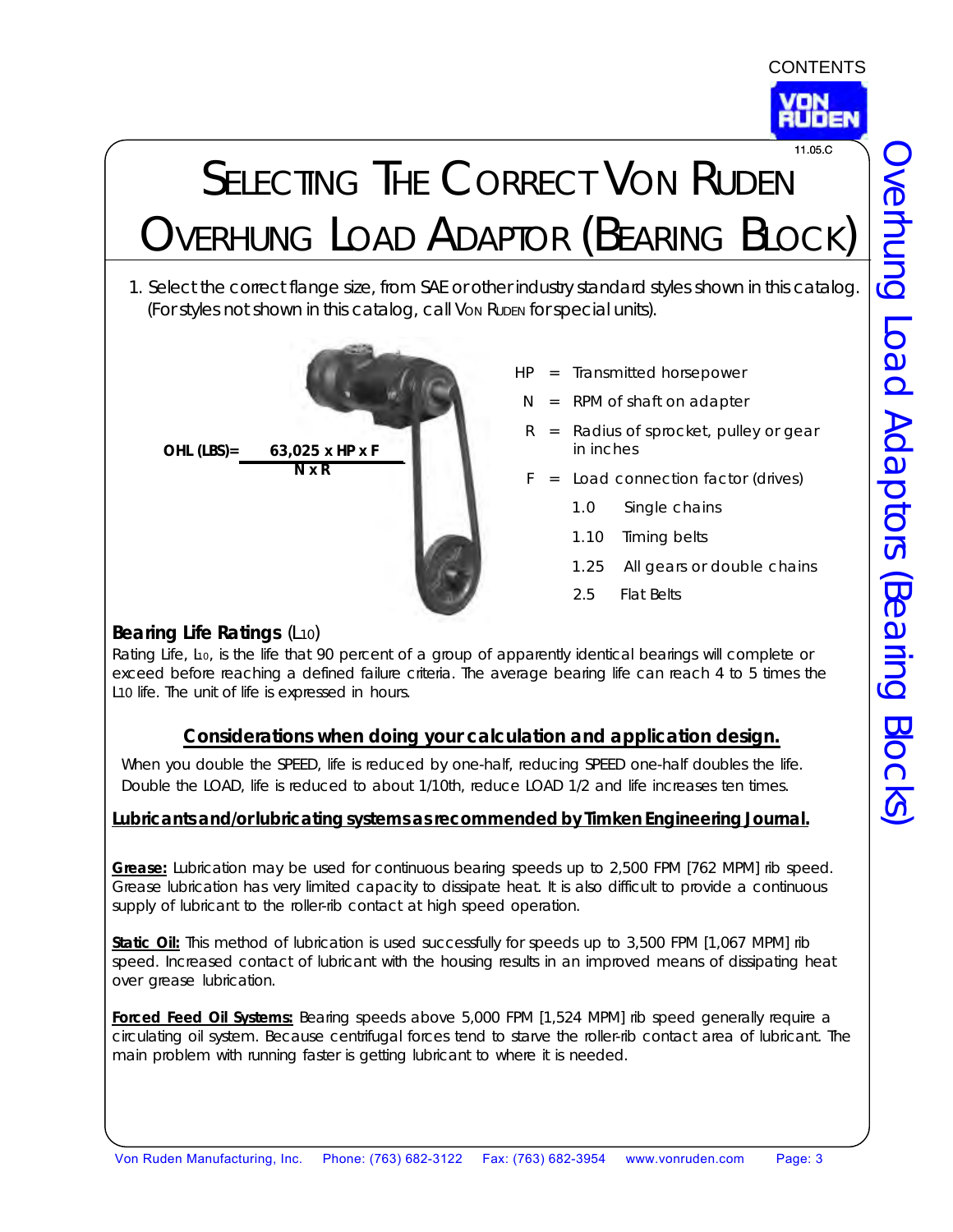# SELECTING THE CORRECT VON RUDEN OVERHUNG LOAD ADAPTOR (BEARING BLOCK)

1. Select the correct flange size, from SAE or other industry standard styles shown in this catalog. (For styles not shown in this catalog, call VON RUDEN for special units).

$$OHL\ (LBS) = \frac{63{,}025 \times HP \times F}{N \times R}$$

HP = Transmitted horsepower

N = RPM of shaft on adapter

R = Radius of sprocket, pulley or gear in inches

F = Load connection factor (drives)

- 1.0 Single chains
- 1.10 Timing belts
- 1.25 All gears or double chains
- 2.5 Flat Belts

### Bearing Life Ratings ($L_{10}$)

Rating Life, $L_{10}$, is the life that 90 percent of a group of apparently identical bearings will complete or exceed before reaching a defined failure criteria. The average bearing life can reach 4 to 5 times the $L_{10}$ life. The unit of life is expressed in hours.

### Considerations when doing your calculation and application design.

When you double the SPEED, life is reduced by one-half, reducing SPEED one-half doubles the life. Double the LOAD, life is reduced to about 1/10th, reduce LOAD 1/2 and life increases ten times.

### Lubricants and/or lubricating systems as recommended by Timken Engineering Journal.

**Grease:** Lubrication may be used for continuous bearing speeds up to 2,500 FPM [762 MPM] rib speed. Grease lubrication has very limited capacity to dissipate heat. It is also difficult to provide a continuous supply of lubricant to the roller-rib contact at high speed operation.

**Static Oil:** This method of lubrication is used successfully for speeds up to 3,500 FPM [1,067 MPM] rib speed. Increased contact of lubricant with the housing results in an improved means of dissipating heat over grease lubrication.

**Forced Feed Oil Systems:** Bearing speeds above 5,000 FPM [1,524 MPM] rib speed generally require a circulating oil system. Because centrifugal forces tend to starve the roller-rib contact area of lubricant. The main problem with running faster is getting lubricant to where it is needed.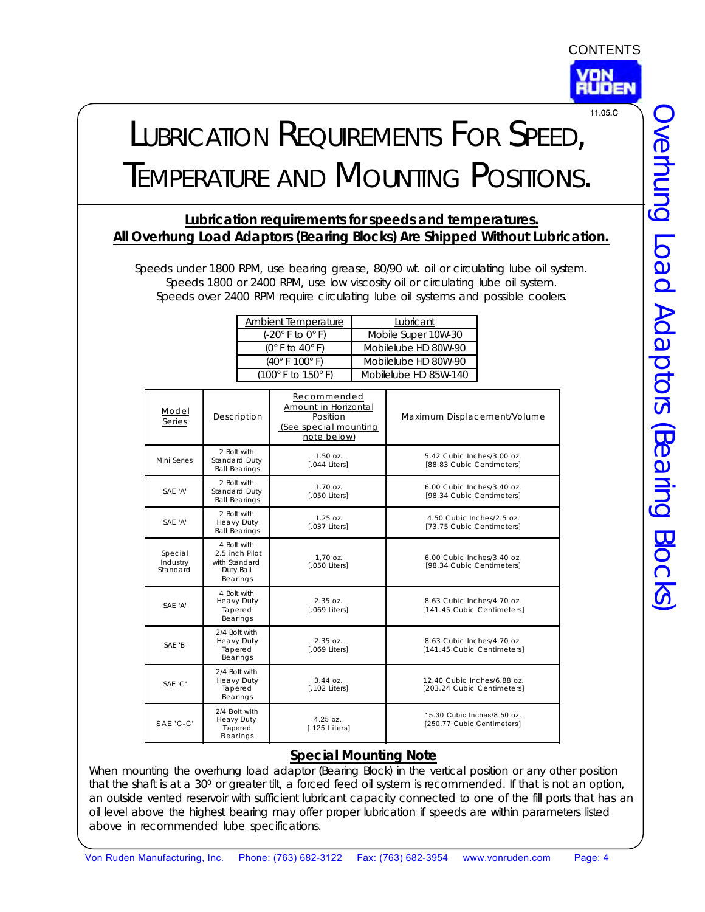11.05.C

# LUBRICATION REQUIREMENTS FOR SPEED, TEMPERATURE AND MOUNTING POSITIONS.

**Lubrication requirements for speeds and temperatures.**
**All Overhung Load Adaptors (Bearing Blocks) Are Shipped Without Lubrication.**

Speeds under 1800 RPM, use bearing grease, 80/90 wt. oil or circulating lube oil system.
Speeds 1800 or 2400 RPM, use low viscosity oil or circulating lube oil system.
Speeds over 2400 RPM require circulating lube oil systems and possible coolers.

| Ambient Temperature | Lubricant |
|---|---|
| (-20° F to 0° F) | Mobile Super 10W-30 |
| (0° F to 40° F) | Mobilelube HD 80W-90 |
| (40° F 100° F) | Mobilelube HD 80W-90 |
| (100° F to 150° F) | Mobilelube HD 85W-140 |

| Model Series | Description | Recommended Amount in Horizontal Position (See special mounting note below) | Maximum Displacement/Volume |
|---|---|---|---|
| Mini Series | 2 Bolt with Standard Duty Ball Bearings | 1.50 oz. [.044 Liters] | 5.42 Cubic Inches/3.00 oz. [88.83 Cubic Centimeters] |
| SAE 'A' | 2 Bolt with Standard Duty Ball Bearings | 1.70 oz. [.050 Liters] | 6.00 Cubic Inches/3.40 oz. [98.34 Cubic Centimeters] |
| SAE 'A' | 2 Bolt with Heavy Duty Ball Bearings | 1.25 oz. [.037 Liters] | 4.50 Cubic Inches/2.5 oz. [73.75 Cubic Centimeters] |
| Special Industry Standard | 4 Bolt with 2.5 inch Pilot with Standard Duty Ball Bearings | 1,70 oz. [.050 Liters] | 6.00 Cubic Inches/3.40 oz. [98.34 Cubic Centimeters] |
| SAE 'A' | 4 Bolt with Heavy Duty Tapered Bearings | 2.35 oz. [.069 Liters] | 8.63 Cubic Inches/4.70 oz. [141.45 Cubic Centimeters] |
| SAE 'B' | 2/4 Bolt with Heavy Duty Tapered Bearings | 2.35 oz. [.069 Liters] | 8.63 Cubic Inches/4.70 oz. [141.45 Cubic Centimeters] |
| SAE 'C' | 2/4 Bolt with Heavy Duty Tapered Bearings | 3.44 oz. [.102 Liters] | 12.40 Cubic Inches/6.88 oz. [203.24 Cubic Centimeters] |
| SAE 'C-C' | 2/4 Bolt with Heavy Duty Tapered Bearings | 4.25 oz. [.125 Liters] | 15.30 Cubic Inches/8.50 oz. [250.77 Cubic Centimeters] |

**Special Mounting Note**

When mounting the overhung load adaptor (Bearing Block) in the vertical position or any other position that the shaft is at a 30° or greater tilt, a forced feed oil system is recommended. If that is not an option, an outside vented reservoir with sufficient lubricant capacity connected to one of the fill ports that has an oil level above the highest bearing may offer proper lubrication if speeds are within parameters listed above in recommended lube specifications.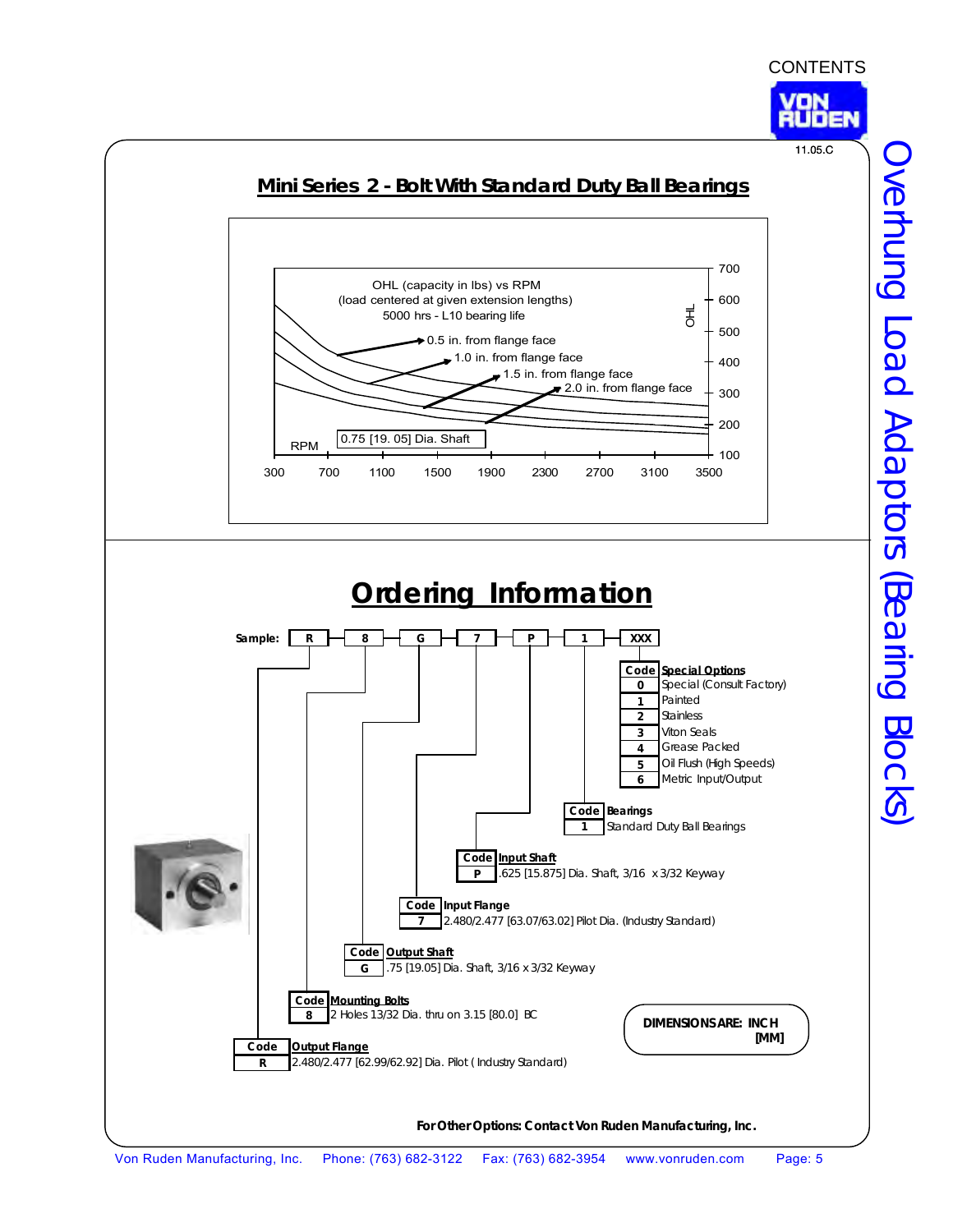## Mini Series 2 - Bolt With Standard Duty Ball Bearings

OHL (capacity in lbs) vs RPM
(load centered at given extension lengths)
5000 hrs - L10 bearing life

- 0.5 in. from flange face
- 1.0 in. from flange face
- 1.5 in. from flange face
- 2.0 in. from flange face

0.75 [19. 05] Dia. Shaft

RPM: 300, 700, 1100, 1500, 1900, 2300, 2700, 3100, 3500

OHL: 100, 200, 300, 400, 500, 600, 700

## Ordering Information

**Sample:** R - 8 - G - 7 - P - 1 - XXX

| Code | Output Flange |
|---|---|
| R | 2.480/2.477 [62.99/62.92] Dia. Pilot ( Industry Standard) |

| Code | Mounting Bolts |
|---|---|
| 8 | 2 Holes 13/32 Dia. thru on 3.15 [80.0] BC |

| Code | Output Shaft |
|---|---|
| G | .75 [19.05] Dia. Shaft, 3/16 x 3/32 Keyway |

| Code | Input Flange |
|---|---|
| 7 | 2.480/2.477 [63.07/63.02] Pilot Dia. (Industry Standard) |

| Code | Input Shaft |
|---|---|
| P | .625 [15.875] Dia. Shaft, 3/16 x 3/32 Keyway |

| Code | Bearings |
|---|---|
| 1 | Standard Duty Ball Bearings |

| Code | Special Options |
|---|---|
| 0 | Special (Consult Factory) |
| 1 | Painted |
| 2 | Stainless |
| 3 | Viton Seals |
| 4 | Grease Packed |
| 5 | Oil Flush (High Speeds) |
| 6 | Metric Input/Output |

**DIMENSIONS ARE: INCH [MM]**

**For Other Options: Contact Von Ruden Manufacturing, Inc.**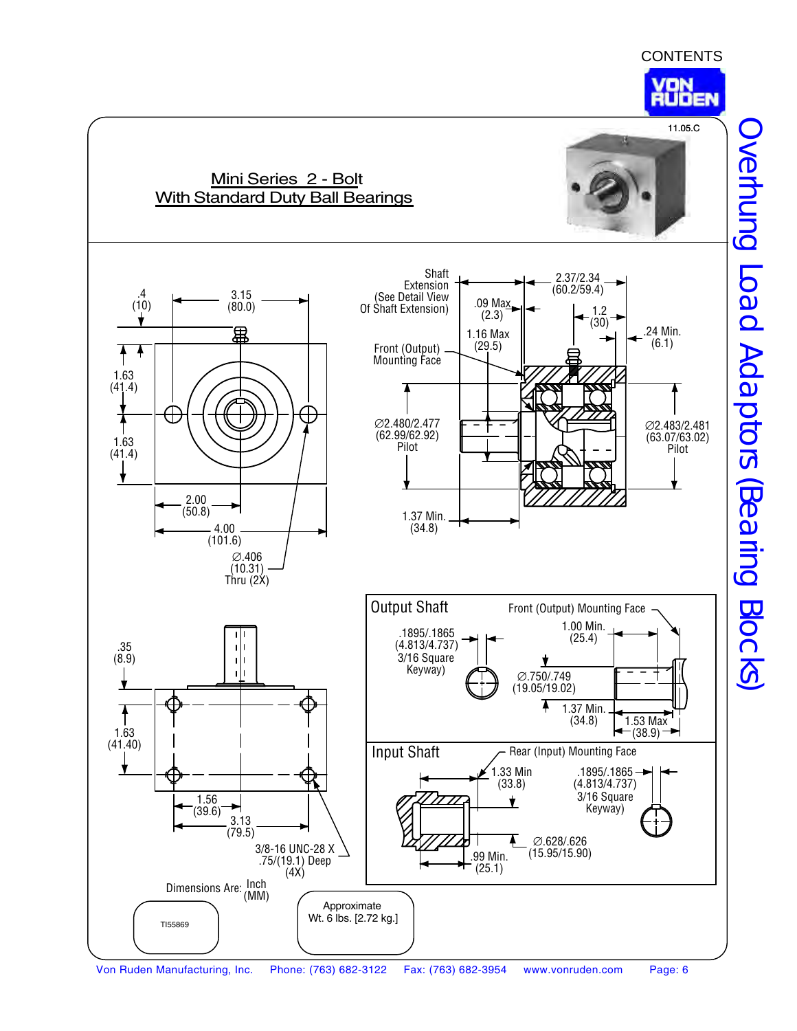CONTENTS

11.05.C

# Mini Series 2 - Bolt With Standard Duty Ball Bearings

Overhung Load Adaptors (Bearing Blocks)

.4 (10)

3.15 (80.0)

1.63 (41.4)

1.63 (41.4)

2.00 (50.8)

4.00 (101.6)

∅.406 (10.31) Thru (2X)

Shaft Extension (See Detail View Of Shaft Extension)

.09 Max (2.3)

1.16 Max (29.5)

Front (Output) Mounting Face

2.37/2.34 (60.2/59.4)

1.2 (30)

.24 Min. (6.1)

∅2.480/2.477 (62.99/62.92) Pilot

∅2.483/2.481 (63.07/63.02) Pilot

1.37 Min. (34.8)

.35 (8.9)

1.63 (41.40)

1.56 (39.6)

3.13 (79.5)

3/8-16 UNC-28 X .75/(19.1) Deep (4X)

Dimensions Are: Inch (MM)

TI55869

Approximate Wt. 6 lbs. [2.72 kg.]

## Output Shaft

Front (Output) Mounting Face

.1895/.1865 (4.813/4.737) 3/16 Square Keyway)

1.00 Min. (25.4)

∅.750/.749 (19.05/19.02)

1.37 Min. (34.8)

1.53 Max (38.9)

## Input Shaft

Rear (Input) Mounting Face

1.33 Min (33.8)

.1895/.1865 (4.813/4.737) 3/16 Square Keyway)

∅.628/.626 (15.95/15.90)

.99 Min. (25.1)

Von Ruden Manufacturing, Inc. Phone: (763) 682-3122 Fax: (763) 682-3954 www.vonruden.com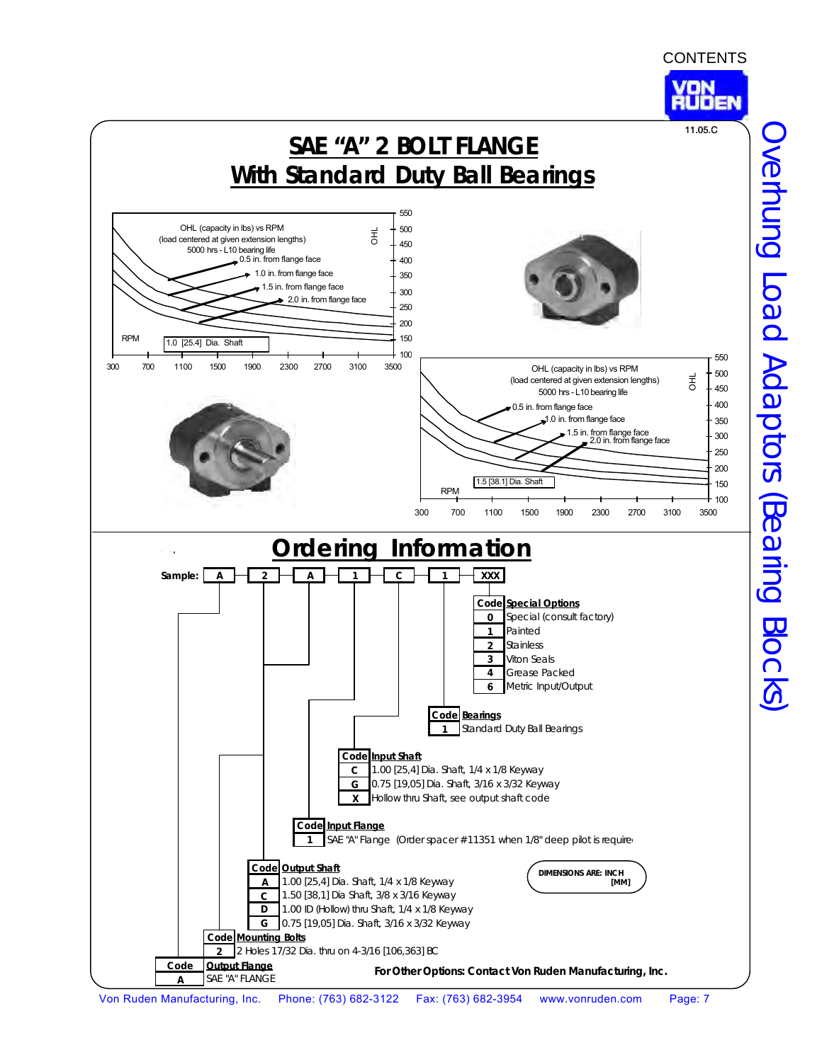11.05.C

# SAE "A" 2 BOLT FLANGE
## With Standard Duty Ball Bearings

OHL (capacity in lbs) vs RPM
(load centered at given extension lengths)
5000 hrs - L10 bearing life

- 0.5 in. from flange face
- 1.0 in. from flange face
- 1.5 in. from flange face
- 2.0 in. from flange face

1.0 [25.4] Dia. Shaft

OHL (capacity in lbs) vs RPM
(load centered at given extension lengths)
5000 hrs - L10 bearing life

- 0.5 in. from flange face
- 1.0 in. from flange face
- 1.5 in. from flange face
- 2.0 in. from flange face

1.5 [38.1] Dia. Shaft

## Ordering Information

**Sample:** A | 2 | A | 1 | C | 1 | XXX

| Code | Special Options |
|---|---|
| 0 | Special (consult factory) |
| 1 | Painted |
| 2 | Stainless |
| 3 | Viton Seals |
| 4 | Grease Packed |
| 6 | Metric Input/Output |

| Code | Bearings |
|---|---|
| 1 | Standard Duty Ball Bearings |

| Code | Input Shaft |
|---|---|
| C | 1.00 [25,4] Dia. Shaft, 1/4 x 1/8 Keyway |
| G | 0.75 [19,05] Dia. Shaft, 3/16 x 3/32 Keyway |
| X | Hollow thru Shaft, see output shaft code |

| Code | Input Flange |
|---|---|
| 1 | SAE "A" Flange (Order spacer #11351 when 1/8" deep pilot is require |

| Code | Output Shaft |
|---|---|
| A | 1.00 [25,4] Dia. Shaft, 1/4 x 1/8 Keyway |
| C | 1.50 [38,1] Dia Shaft, 3/8 x 3/16 Keyway |
| D | 1.00 ID (Hollow) thru Shaft, 1/4 x 1/8 Keyway |
| G | 0.75 [19,05] Dia. Shaft, 3/16 x 3/32 Keyway |

| Code | Mounting Bolts |
|---|---|
| 2 | 2 Holes 17/32 Dia. thru on 4-3/16 [106,363] BC |

| Code | Output Flange |
|---|---|
| A | SAE "A" FLANGE |

DIMENSIONS ARE: INCH [MM]

**For Other Options: Contact Von Ruden Manufacturing, Inc.**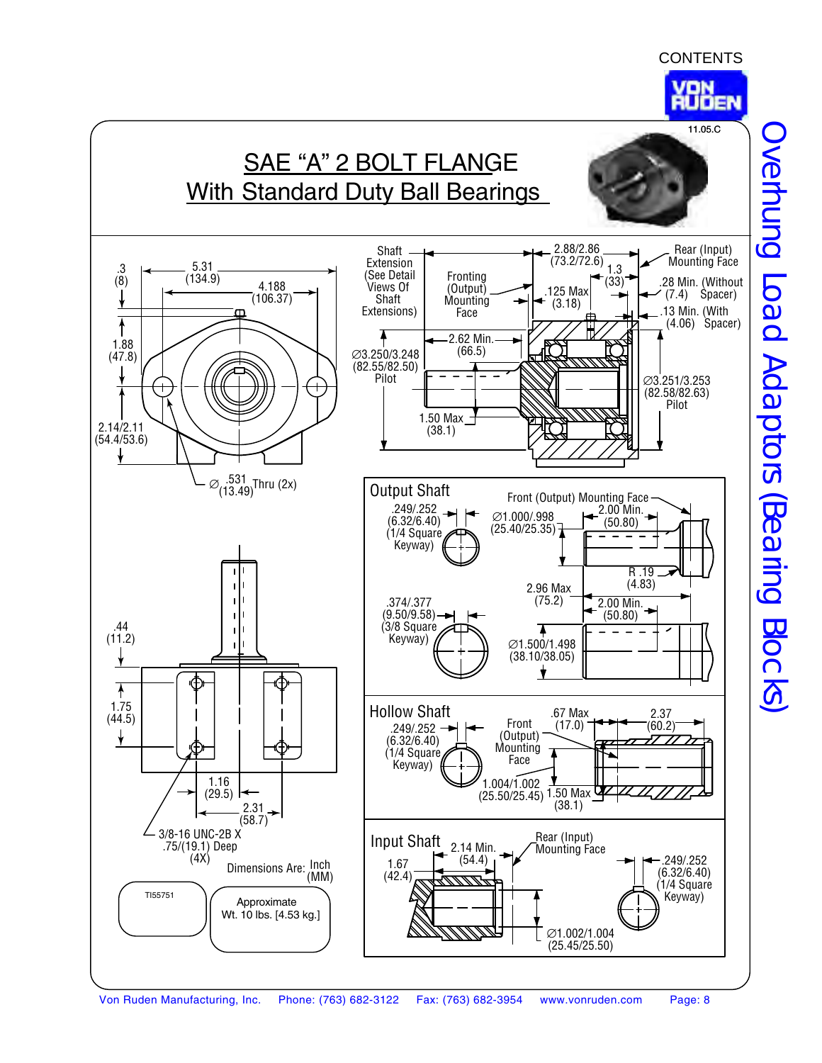CONTENTS

11.05.C

# SAE "A" 2 BOLT FLANGE
## With Standard Duty Ball Bearings

Overhung Load Adaptors (Bearing Blocks)

.3 (8)

5.31 (134.9)

4.188 (106.37)

1.88 (47.8)

2.14/2.11 (54.4/53.6)

∅ .531 (13.49) Thru (2x)

Shaft Extension (See Detail Views Of Shaft Extensions)

Fronting (Output) Mounting Face

2.88/2.86 (73.2/72.6)

1.3 (33)

.125 Max (3.18)

Rear (Input) Mounting Face

.28 Min. (Without (7.4) Spacer)

.13 Min. (With (4.06) Spacer)

2.62 Min. (66.5)

∅3.250/3.248 (82.55/82.50) Pilot

∅3.251/3.253 (82.58/82.63) Pilot

1.50 Max (38.1)

.44 (11.2)

1.75 (44.5)

1.16 (29.5)

2.31 (58.7)

3/8-16 UNC-2B X .75/(19.1) Deep (4X)

Dimensions Are: Inch (MM)

TI55751

Approximate Wt. 10 lbs. [4.53 kg.]

### Output Shaft

Front (Output) Mounting Face

.249/.252 (6.32/6.40) (1/4 Square Keyway)

∅1.000/.998 (25.40/25.35)

2.00 Min. (50.80)

R .19 (4.83)

2.96 Max (75.2)

.374/.377 (9.50/9.58) (3/8 Square Keyway)

2.00 Min. (50.80)

∅1.500/1.498 (38.10/38.05)

### Hollow Shaft

.249/.252 (6.32/6.40) (1/4 Square Keyway)

Front (Output) Mounting Face

.67 Max (17.0)

2.37 (60.2)

1.004/1.002 (25.50/25.45)

1.50 Max (38.1)

### Input Shaft

1.67 (42.4)

2.14 Min. (54.4)

Rear (Input) Mounting Face

.249/.252 (6.32/6.40) (1/4 Square Keyway)

∅1.002/1.004 (25.45/25.50)

Von Ruden Manufacturing, Inc. Phone: (763) 682-3122 Fax: (763) 682-3954 www.vonruden.com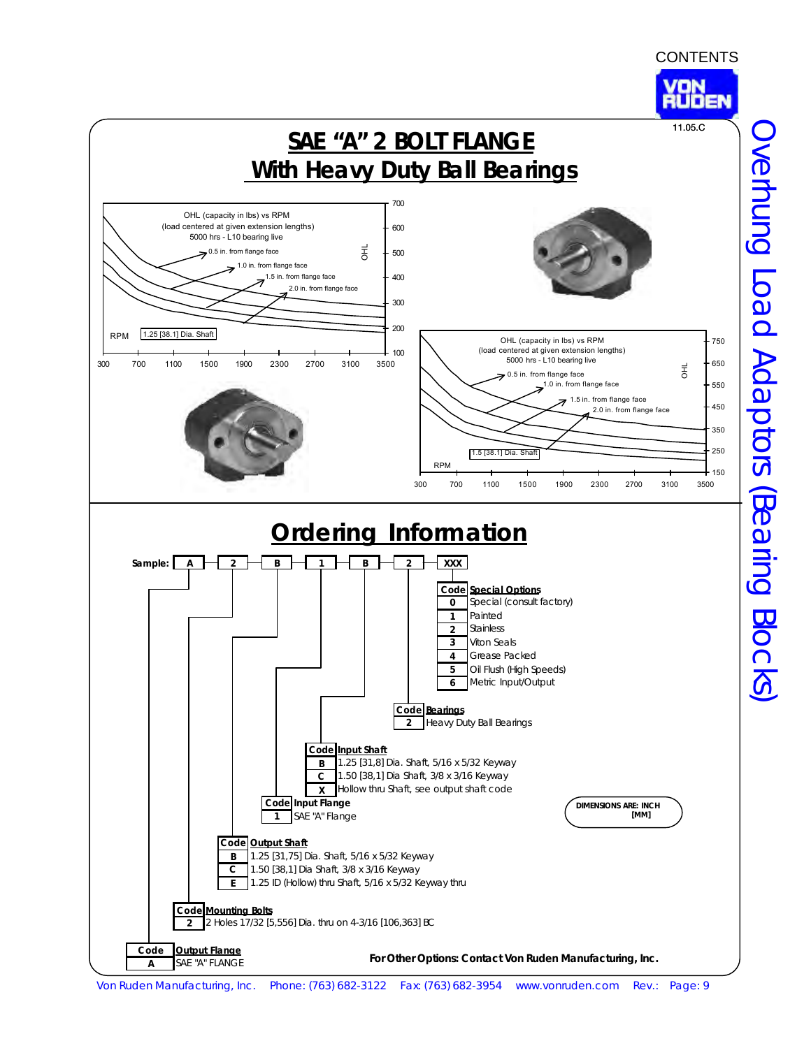CONTENTS

11.05.C

# SAE "A" 2 BOLT FLANGE
## With Heavy Duty Ball Bearings

OHL (capacity in lbs) vs RPM
(load centered at given extension lengths)
5000 hrs - L10 bearing live

0.5 in. from flange face
1.0 in. from flange face
1.5 in. from flange face
2.0 in. from flange face

1.25 [38.1] Dia. Shaft

RPM: 300, 700, 1100, 1500, 1900, 2300, 2700, 3100, 3500
OHL: 100, 200, 300, 400, 500, 600, 700

OHL (capacity in lbs) vs RPM
(load centered at given extension lengths)
5000 hrs - L10 bearing live

0.5 in. from flange face
1.0 in. from flange face
1.5 in. from flange face
2.0 in. from flange face

1.5 [38.1] Dia. Shaft

RPM: 300, 700, 1100, 1500, 1900, 2300, 2700, 3100, 3500
OHL: 150, 250, 350, 450, 550, 650, 750

## Ordering Information

**Sample:** A – 2 – B – 1 – B – 2 – XXX

| Code | Special Options |
|---|---|
| 0 | Special (consult factory) |
| 1 | Painted |
| 2 | Stainless |
| 3 | Viton Seals |
| 4 | Grease Packed |
| 5 | Oil Flush (High Speeds) |
| 6 | Metric Input/Output |

| Code | Bearings |
|---|---|
| 2 | Heavy Duty Ball Bearings |

| Code | Input Shaft |
|---|---|
| B | 1.25 [31,8] Dia. Shaft, 5/16 x 5/32 Keyway |
| C | 1.50 [38,1] Dia Shaft, 3/8 x 3/16 Keyway |
| X | Hollow thru Shaft, see output shaft code |

| Code | Input Flange |
|---|---|
| 1 | SAE "A" Flange |

DIMENSIONS ARE: INCH [MM]

| Code | Output Shaft |
|---|---|
| B | 1.25 [31,75] Dia. Shaft, 5/16 x 5/32 Keyway |
| C | 1.50 [38,1] Dia Shaft, 3/8 x 3/16 Keyway |
| E | 1.25 ID (Hollow) thru Shaft, 5/16 x 5/32 Keyway thru |

| Code | Mounting Bolts |
|---|---|
| 2 | 2 Holes 17/32 [5,556] Dia. thru on 4-3/16 [106,363] BC |

| Code | Output Flange |
|---|---|
| A | SAE "A" FLANGE |

**For Other Options: Contact Von Ruden Manufacturing, Inc.**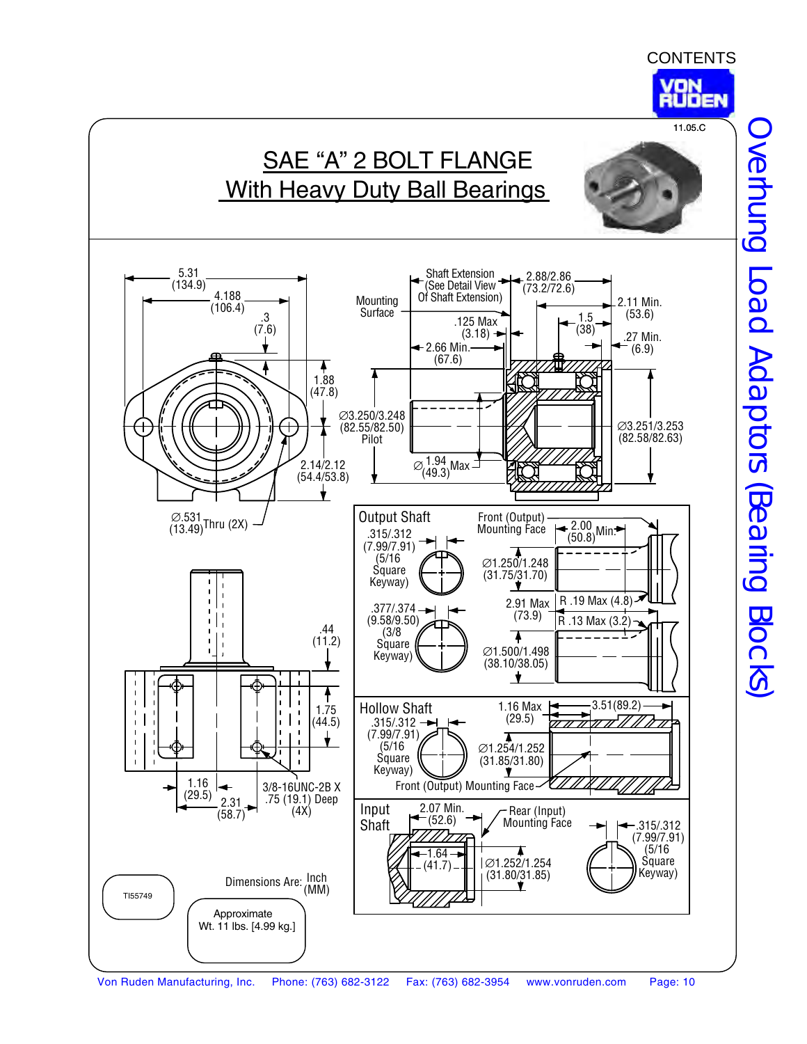# SAE "A" 2 BOLT FLANGE
## With Heavy Duty Ball Bearings

11.05.C

Overhung Load Adaptors (Bearing Blocks)

5.31 (134.9)
4.188 (106.4)
.3 (7.6)
1.88 (47.8)
2.14/2.12 (54.4/53.8)
∅.531 (13.49) Thru (2X)

Mounting Surface
Shaft Extension (See Detail View Of Shaft Extension)
2.88/2.86 (73.2/72.6)
2.11 Min. (53.6)
1.5 (38)
.125 Max (3.18)
.27 Min. (6.9)
2.66 Min. (67.6)
∅3.250/3.248 (82.55/82.50) Pilot
∅1.94 (49.3) Max
∅3.251/3.253 (82.58/82.63)

.44 (11.2)
1.75 (44.5)
1.16 (29.5)
2.31 (58.7)
3/8-16UNC-2B X .75 (19.1) Deep (4X)

### Output Shaft

.315/.312 (7.99/7.91) (5/16 Square Keyway)
Front (Output) Mounting Face
2.00 (50.8) Min.
∅1.250/1.248 (31.75/31.70)
2.91 Max (73.9)
R .19 Max (4.8)
R .13 Max (3.2)
.377/.374 (9.58/9.50) (3/8 Square Keyway)
∅1.500/1.498 (38.10/38.05)

### Hollow Shaft

.315/.312 (7.99/7.91) (5/16 Square Keyway)
1.16 Max (29.5)
3.51(89.2)
∅1.254/1.252 (31.85/31.80)
Front (Output) Mounting Face

### Input Shaft

2.07 Min. (52.6)
Rear (Input) Mounting Face
1.64 (41.7)
∅1.252/1.254 (31.80/31.85)
.315/.312 (7.99/7.91) (5/16 Square Keyway)

TI55749

Dimensions Are: Inch (MM)

Approximate Wt. 11 lbs. [4.99 kg.]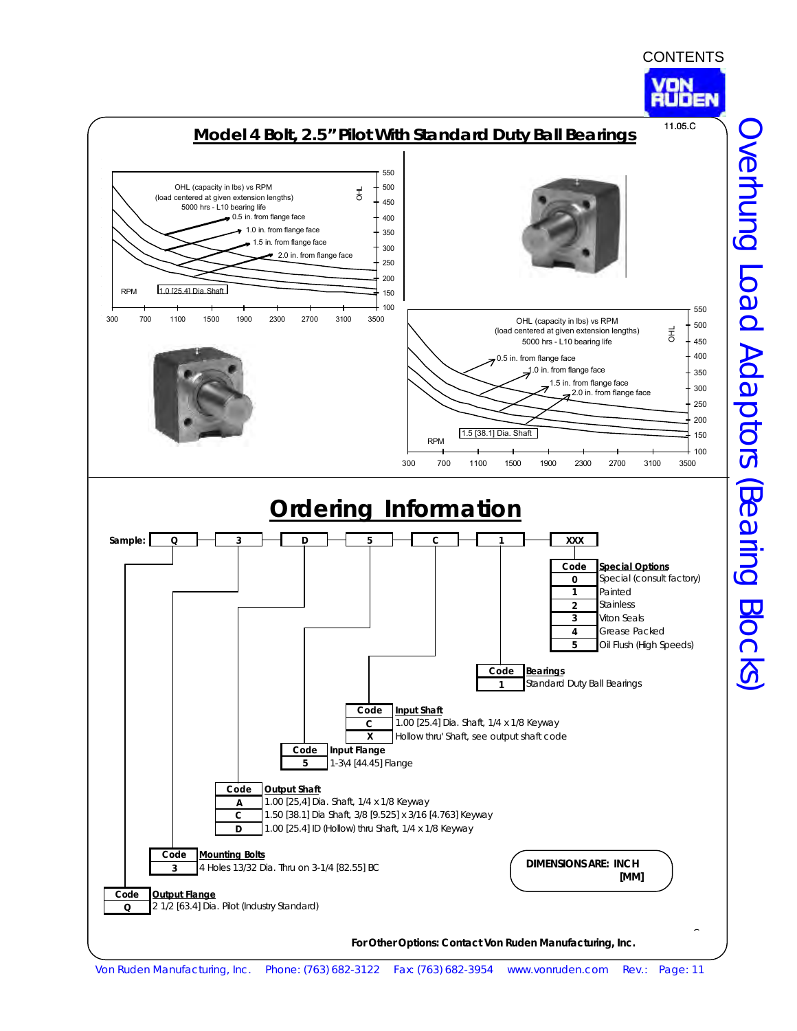# Model 4 Bolt, 2.5" Pilot With Standard Duty Ball Bearings

11.05.C

OHL (capacity in lbs) vs RPM
(load centered at given extension lengths)
5000 hrs - L10 bearing life

- 0.5 in. from flange face
- 1.0 in. from flange face
- 1.5 in. from flange face
- 2.0 in. from flange face

1.0 [25.4] Dia. Shaft

RPM: 300, 700, 1100, 1500, 1900, 2300, 2700, 3100, 3500

OHL: 100, 150, 200, 250, 300, 350, 400, 450, 500, 550

OHL (capacity in lbs) vs RPM
(load centered at given extension lengths)
5000 hrs - L10 bearing life

- 0.5 in. from flange face
- 1.0 in. from flange face
- 1.5 in. from flange face
- 2.0 in. from flange face

1.5 [38.1] Dia. Shaft

RPM: 300, 700, 1100, 1500, 1900, 2300, 2700, 3100, 3500

OHL: 100, 150, 200, 250, 300, 350, 400, 450, 500, 550

# Ordering Information

**Sample:** Q – 3 – D – 5 – C – 1 – XXX

| Code | Special Options |
|---|---|
| 0 | Special (consult factory) |
| 1 | Painted |
| 2 | Stainless |
| 3 | Viton Seals |
| 4 | Grease Packed |
| 5 | Oil Flush (High Speeds) |

| Code | Bearings |
|---|---|
| 1 | Standard Duty Ball Bearings |

| Code | Input Shaft |
|---|---|
| C | 1.00 [25.4] Dia. Shaft, 1/4 x 1/8 Keyway |
| X | Hollow thru' Shaft, see output shaft code |

| Code | Input Flange |
|---|---|
| 5 | 1-3\4 [44.45] Flange |

| Code | Output Shaft |
|---|---|
| A | 1.00 [25,4] Dia. Shaft, 1/4 x 1/8 Keyway |
| C | 1.50 [38.1] Dia Shaft, 3/8 [9.525] x 3/16 [4.763] Keyway |
| D | 1.00 [25.4] ID (Hollow) thru Shaft, 1/4 x 1/8 Keyway |

| Code | Mounting Bolts |
|---|---|
| 3 | 4 Holes 13/32 Dia. Thru on 3-1/4 [82.55] BC |

| Code | Output Flange |
|---|---|
| Q | 2 1/2 [63.4] Dia. Pilot (Industry Standard) |

**DIMENSIONS ARE: INCH [MM]**

**For Other Options: Contact Von Ruden Manufacturing, Inc.**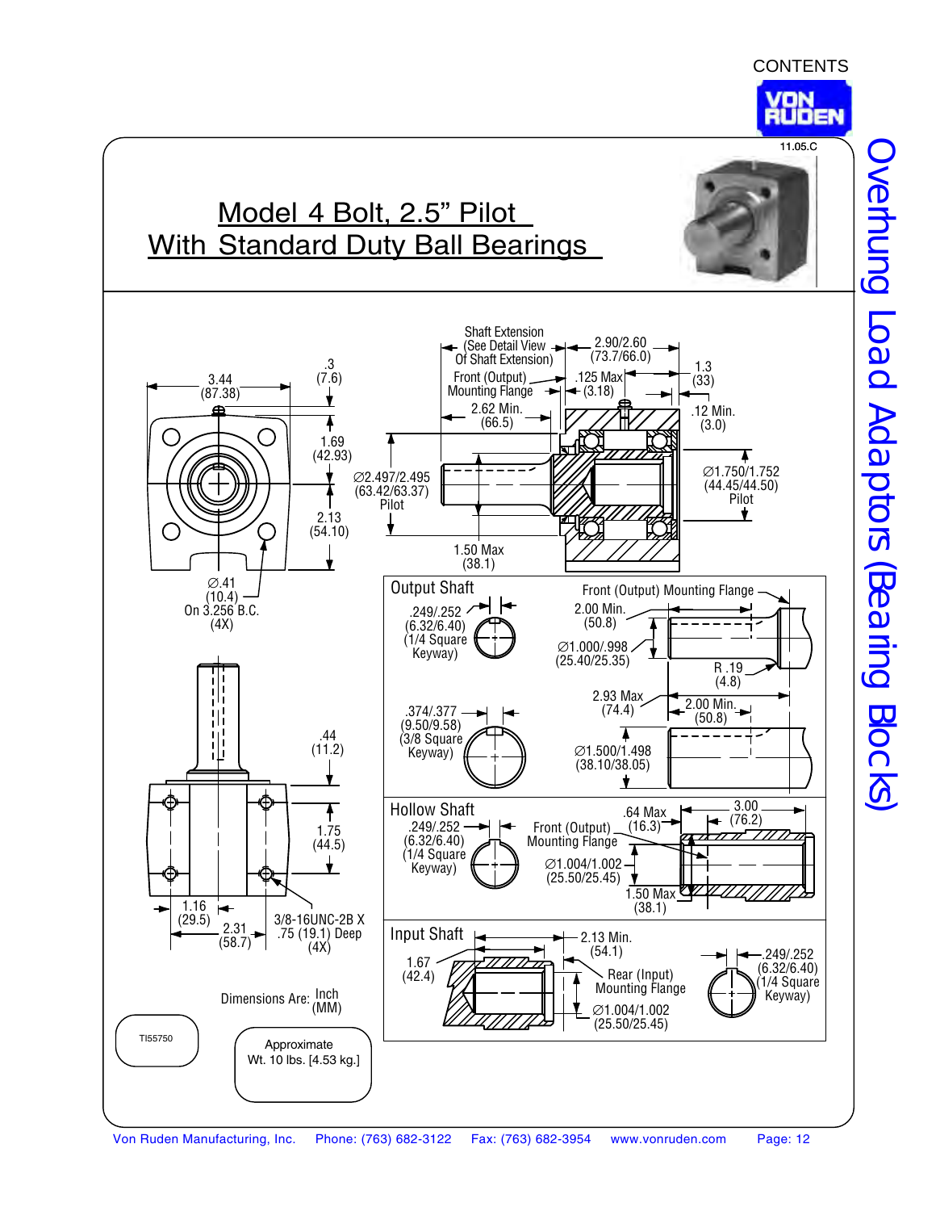CONTENTS

11.05.C

# Model 4 Bolt, 2.5" Pilot With Standard Duty Ball Bearings

Overhung Load Adaptors (Bearing Blocks)

3.44 (87.38)

.3 (7.6)

1.69 (42.93)

2.13 (54.10)

∅.41 (10.4) On 3.256 B.C. (4X)

Shaft Extension (See Detail View Of Shaft Extension)

Front (Output) Mounting Flange

2.62 Min. (66.5)

2.90/2.60 (73.7/66.0)

.125 Max (3.18)

1.3 (33)

.12 Min. (3.0)

∅2.497/2.495 (63.42/63.37) Pilot

∅1.750/1.752 (44.45/44.50) Pilot

1.50 Max (38.1)

.44 (11.2)

1.75 (44.5)

1.16 (29.5)

2.31 (58.7)

3/8-16UNC-2B X .75 (19.1) Deep (4X)

## Output Shaft

.249/.252 (6.32/6.40) (1/4 Square Keyway)

Front (Output) Mounting Flange

2.00 Min. (50.8)

∅1.000/.998 (25.40/25.35)

R .19 (4.8)

.374/.377 (9.50/9.58) (3/8 Square Keyway)

2.93 Max (74.4)

2.00 Min. (50.8)

∅1.500/1.498 (38.10/38.05)

## Hollow Shaft

.249/.252 (6.32/6.40) (1/4 Square Keyway)

Front (Output) Mounting Flange

.64 Max (16.3)

3.00 (76.2)

∅1.004/1.002 (25.50/25.45)

1.50 Max (38.1)

## Input Shaft

1.67 (42.4)

2.13 Min. (54.1)

Rear (Input) Mounting Flange

∅1.004/1.002 (25.50/25.45)

.249/.252 (6.32/6.40) (1/4 Square Keyway)

Dimensions Are: Inch (MM)

TI55750

Approximate Wt. 10 lbs. [4.53 kg.]

Von Ruden Manufacturing, Inc. Phone: (763) 682-3122 Fax: (763) 682-3954 www.vonruden.com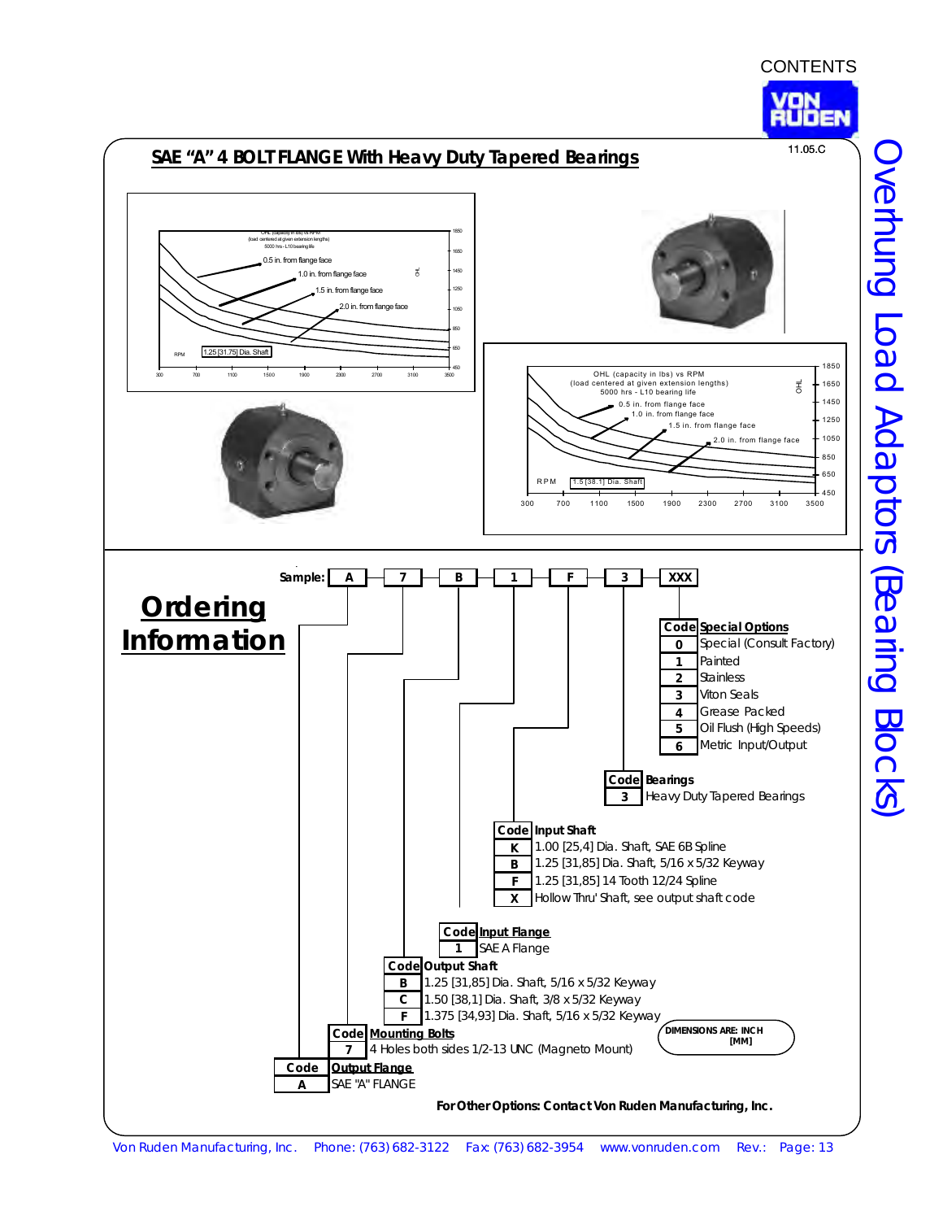# SAE "A" 4 BOLT FLANGE With Heavy Duty Tapered Bearings

11.05.C

OHL (capacity in lbs) vs RPM
(load centered at given extension lengths)
5000 hrs - L10 bearing life

- 0.5 in. from flange face
- 1.0 in. from flange face
- 1.5 in. from flange face
- 2.0 in. from flange face

1.25 [31.75] Dia. Shaft

RPM: 300, 700, 1100, 1500, 1900, 2300, 2700, 3100, 3500

OHL: 450, 650, 850, 1050, 1250, 1450, 1650, 1850

OHL (capacity in lbs) vs RPM
(load centered at given extension lengths)
5000 hrs - L10 bearing life

- 0.5 in. from flange face
- 1.0 in. from flange face
- 1.5 in. from flange face
- 2.0 in. from flange face

1.5 [38.1] Dia. Shaft

RPM: 300, 700, 1100, 1500, 1900, 2300, 2700, 3100, 3500

OHL: 450, 650, 850, 1050, 1250, 1450, 1650, 1850

## Ordering Information

**Sample:** A — 7 — B — 1 — F — 3 — XXX

| Code | Output Flange |
|---|---|
| A | SAE "A" FLANGE |

| Code | Mounting Bolts |
|---|---|
| 7 | 4 Holes both sides 1/2-13 UNC (Magneto Mount) |

| Code | Output Shaft |
|---|---|
| B | 1.25 [31,85] Dia. Shaft, 5/16 x 5/32 Keyway |
| C | 1.50 [38,1] Dia. Shaft, 3/8 x 5/32 Keyway |
| F | 1.375 [34,93] Dia. Shaft, 5/16 x 5/32 Keyway |

| Code | Input Flange |
|---|---|
| 1 | SAE A Flange |

| Code | Input Shaft |
|---|---|
| K | 1.00 [25,4] Dia. Shaft, SAE 6B Spline |
| B | 1.25 [31,85] Dia. Shaft, 5/16 x 5/32 Keyway |
| F | 1.25 [31,85] 14 Tooth 12/24 Spline |
| X | Hollow Thru' Shaft, see output shaft code |

| Code | Bearings |
|---|---|
| 3 | Heavy Duty Tapered Bearings |

| Code | Special Options |
|---|---|
| 0 | Special (Consult Factory) |
| 1 | Painted |
| 2 | Stainless |
| 3 | Viton Seals |
| 4 | Grease Packed |
| 5 | Oil Flush (High Speeds) |
| 6 | Metric Input/Output |

DIMENSIONS ARE: INCH [MM]

**For Other Options: Contact Von Ruden Manufacturing, Inc.**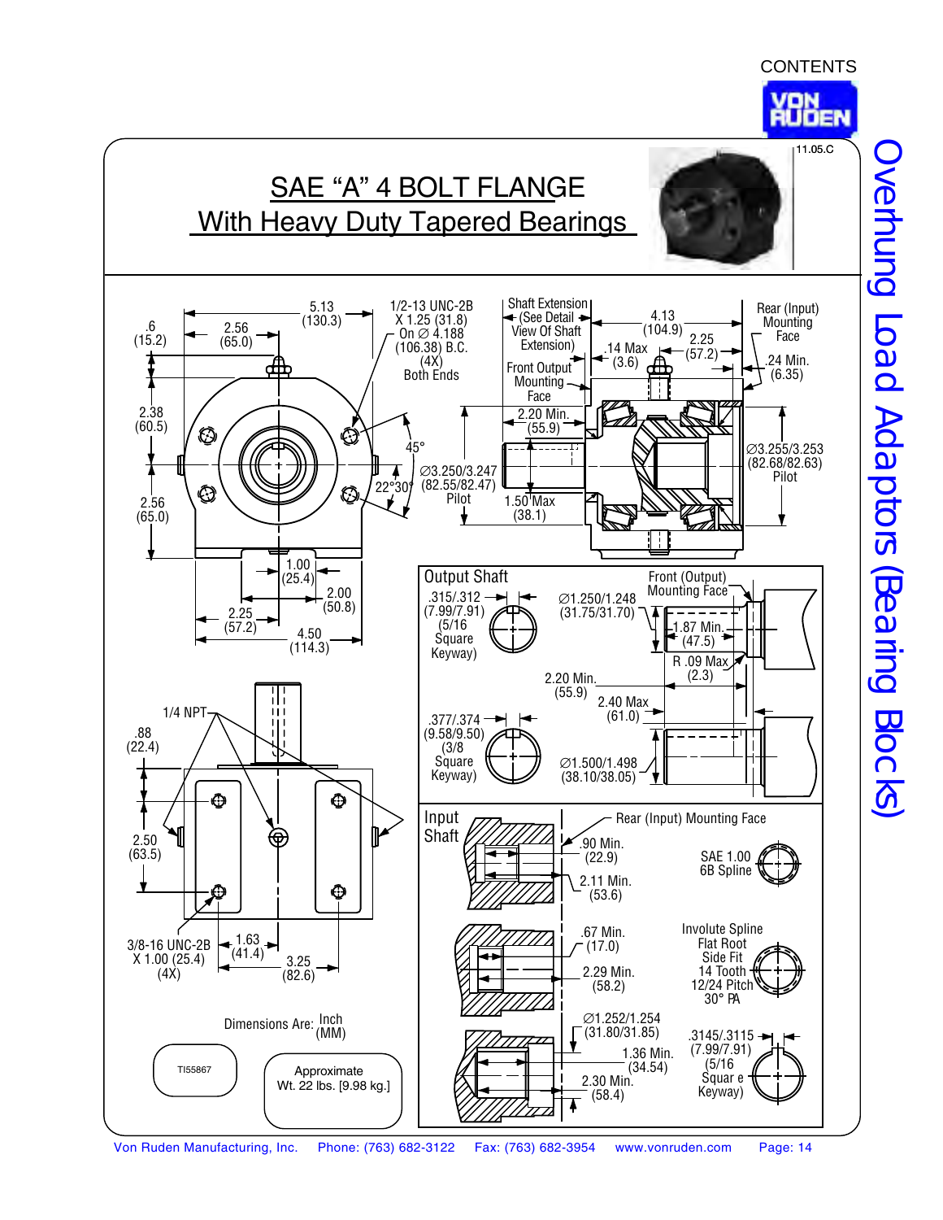CONTENTS

11.05.C

# SAE "A" 4 BOLT FLANGE
## With Heavy Duty Tapered Bearings

Overhung Load Adaptors (Bearing Blocks)

.6 (15.2)

2.56 (65.0)

5.13 (130.3)

1/2-13 UNC-2B X 1.25 (31.8) On ∅ 4.188 (106.38) B.C. (4X) Both Ends

2.38 (60.5)

2.56 (65.0)

45°

22°30'

∅3.250/3.247 (82.55/82.47) Pilot

1.00 (25.4)

2.00 (50.8)

2.25 (57.2)

4.50 (114.3)

Shaft Extension (See Detail View Of Shaft Extension)

Front Output Mounting Face

2.20 Min. (55.9)

1.50 Max (38.1)

4.13 (104.9)

.14 Max (3.6)

2.25 (57.2)

Rear (Input) Mounting Face

.24 Min. (6.35)

∅3.255/3.253 (82.68/82.63) Pilot

1/4 NPT

.88 (22.4)

2.50 (63.5)

3/8-16 UNC-2B X 1.00 (25.4) (4X)

1.63 (41.4)

3.25 (82.6)

### Output Shaft

.315/.312 (7.99/7.91) (5/16 Square Keyway)

∅1.250/1.248 (31.75/31.70)

Front (Output) Mounting Face

1.87 Min. (47.5)

R .09 Max (2.3)

2.20 Min. (55.9)

2.40 Max (61.0)

.377/.374 (9.58/9.50) (3/8 Square Keyway)

∅1.500/1.498 (38.10/38.05)

### Input Shaft

Rear (Input) Mounting Face

.90 Min. (22.9)

2.11 Min. (53.6)

SAE 1.00 6B Spline

.67 Min. (17.0)

2.29 Min. (58.2)

Involute Spline Flat Root Side Fit 14 Tooth 12/24 Pitch 30° PA

∅1.252/1.254 (31.80/31.85)

1.36 Min. (34.54)

2.30 Min. (58.4)

.3145/.3115 (7.99/7.91) (5/16 Square Keyway)

Dimensions Are: Inch (MM)

TI55867

Approximate Wt. 22 lbs. [9.98 kg.]

Von Ruden Manufacturing, Inc. Phone: (763) 682-3122 Fax: (763) 682-3954 www.vonruden.com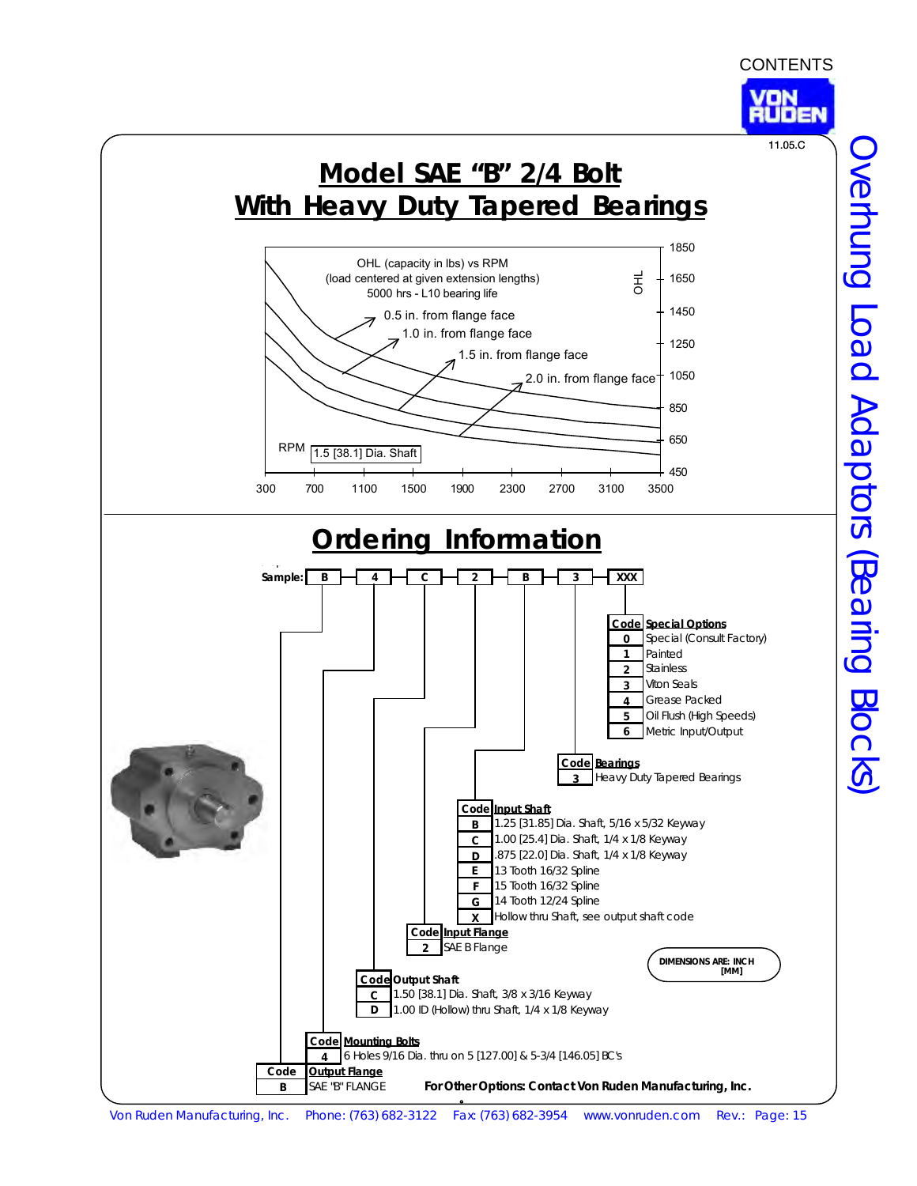# Model SAE "B" 2/4 Bolt With Heavy Duty Tapered Bearings

11.05.C

OHL (capacity in lbs) vs RPM
(load centered at given extension lengths)
5000 hrs - L10 bearing life

- 0.5 in. from flange face
- 1.0 in. from flange face
- 1.5 in. from flange face
- 2.0 in. from flange face

OHL: 450, 650, 850, 1050, 1250, 1450, 1650, 1850

RPM: 300, 700, 1100, 1500, 1900, 2300, 2700, 3100, 3500

1.5 [38.1] Dia. Shaft

## Ordering Information

**Sample:** B – 4 – C – 2 – B – 3 – XXX

| Code | Output Flange |
|---|---|
| B | SAE "B" FLANGE |

| Code | Mounting Bolts |
|---|---|
| 4 | 6 Holes 9/16 Dia. thru on 5 [127.00] & 5-3/4 [146.05] BC's |

| Code | Output Shaft |
|---|---|
| C | 1.50 [38.1] Dia. Shaft, 3/8 x 3/16 Keyway |
| D | 1.00 ID (Hollow) thru Shaft, 1/4 x 1/8 Keyway |

| Code | Input Flange |
|---|---|
| 2 | SAE B Flange |

| Code | Input Shaft |
|---|---|
| B | 1.25 [31.85] Dia. Shaft, 5/16 x 5/32 Keyway |
| C | 1.00 [25.4] Dia. Shaft, 1/4 x 1/8 Keyway |
| D | .875 [22.0] Dia. Shaft, 1/4 x 1/8 Keyway |
| E | 13 Tooth 16/32 Spline |
| F | 15 Tooth 16/32 Spline |
| G | 14 Tooth 12/24 Spline |
| X | Hollow thru Shaft, see output shaft code |

| Code | Bearings |
|---|---|
| 3 | Heavy Duty Tapered Bearings |

| Code | Special Options |
|---|---|
| 0 | Special (Consult Factory) |
| 1 | Painted |
| 2 | Stainless |
| 3 | Viton Seals |
| 4 | Grease Packed |
| 5 | Oil Flush (High Speeds) |
| 6 | Metric Input/Output |

DIMENSIONS ARE: INCH [MM]

**For Other Options: Contact Von Ruden Manufacturing, Inc.**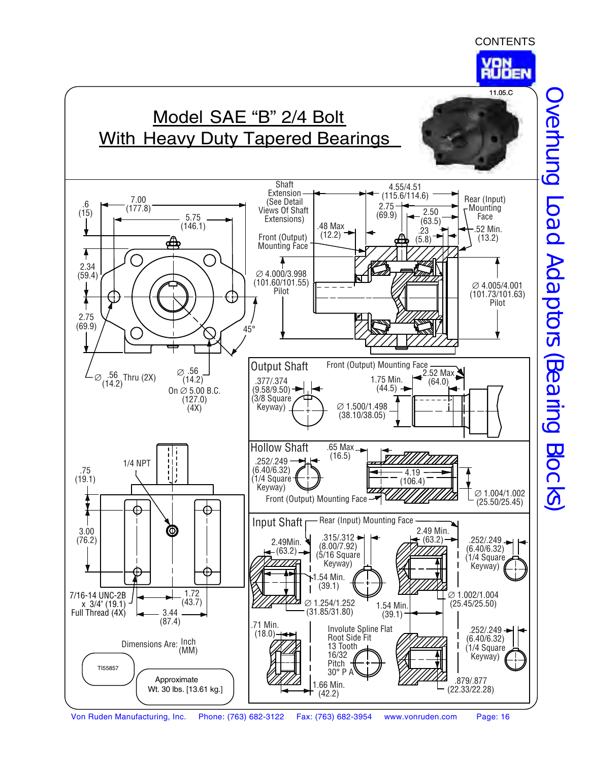# Model SAE "B" 2/4 Bolt With Heavy Duty Tapered Bearings

11.05.C

Overhung Load Adaptors (Bearing Blocks)

.6 (15)

7.00 (177.8)

5.75 (146.1)

2.34 (59.4)

2.75 (69.9)

45°

∅ .56 (14.2) Thru (2X)

∅ .56 (14.2) On ∅ 5.00 B.C. (127.0) (4X)

Shaft Extension (See Detail Views Of Shaft Extensions)

Front (Output) Mounting Face

.48 Max (12.2)

4.55/4.51 (115.6/114.6)

2.75 (69.9)

2.50 (63.5)

.23 (5.8)

Rear (Input) Mounting Face

.52 Min. (13.2)

∅ 4.000/3.998 (101.60/101.55) Pilot

∅ 4.005/4.001 (101.73/101.63) Pilot

## Output Shaft

Front (Output) Mounting Face

.377/.374 (9.58/9.50) (3/8 Square Keyway)

1.75 Min. (44.5)

2.52 Max (64.0)

∅ 1.500/1.498 (38.10/38.05)

## Hollow Shaft

.65 Max (16.5)

.252/.249 (6.40/6.32) (1/4 Square Keyway)

4.19 (106.4)

∅ 1.004/1.002 (25.50/25.45)

Front (Output) Mounting Face

## Input Shaft

Rear (Input) Mounting Face

2.49Min. (63.2)

.315/.312 (8.00/7.92) (5/16 Square Keyway)

1.54 Min. (39.1)

∅ 1.254/1.252 (31.85/31.80)

2.49 Min. (63.2)

.252/.249 (6.40/6.32) (1/4 Square Keyway)

1.54 Min. (39.1)

∅ 1.002/1.004 (25.45/25.50)

.71 Min. (18.0)

Involute Spline Flat Root Side Fit 13 Tooth 16/32 Pitch 30° P A

1.66 Min. (42.2)

.252/.249 (6.40/6.32) (1/4 Square Keyway)

.879/.877 (22.33/22.28)

1/4 NPT

.75 (19.1)

3.00 (76.2)

7/16-14 UNC-2B x 3/4" (19.1) Full Thread (4X)

1.72 (43.7)

3.44 (87.4)

Dimensions Are: Inch (MM)

TI55857

Approximate Wt. 30 lbs. [13.61 kg.]

Von Ruden Manufacturing, Inc. Phone: (763) 682-3122 Fax: (763) 682-3954 www.vonruden.com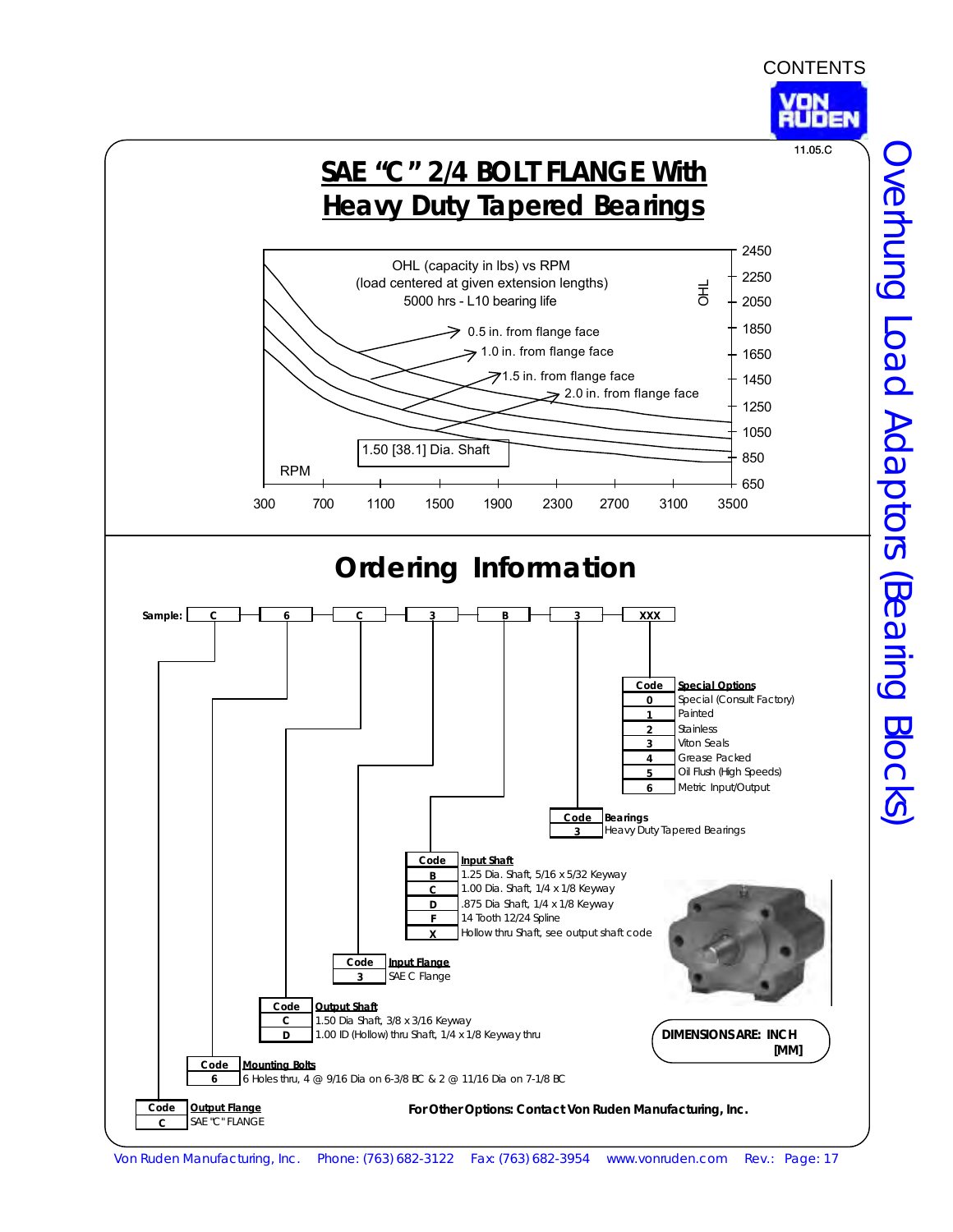# SAE "C" 2/4 BOLT FLANGE With Heavy Duty Tapered Bearings

OHL (capacity in lbs) vs RPM
(load centered at given extension lengths)
5000 hrs - L10 bearing life

- 0.5 in. from flange face
- 1.0 in. from flange face
- 1.5 in. from flange face
- 2.0 in. from flange face

1.50 [38.1] Dia. Shaft

RPM: 300, 700, 1100, 1500, 1900, 2300, 2700, 3100, 3500

OHL: 650, 850, 1050, 1250, 1450, 1650, 1850, 2050, 2250, 2450

## Ordering Information

**Sample:** C – 6 – C – 3 – B – 3 – XXX

| Code | Output Flange |
|---|---|
| C | SAE "C" FLANGE |

| Code | Mounting Bolts |
|---|---|
| 6 | 6 Holes thru, 4 @ 9/16 Dia on 6-3/8 BC & 2 @ 11/16 Dia on 7-1/8 BC |

| Code | Output Shaft |
|---|---|
| C | 1.50 Dia Shaft, 3/8 x 3/16 Keyway |
| D | 1.00 ID (Hollow) thru Shaft, 1/4 x 1/8 Keyway thru |

| Code | Input Flange |
|---|---|
| 3 | SAE C Flange |

| Code | Input Shaft |
|---|---|
| B | 1.25 Dia. Shaft, 5/16 x 5/32 Keyway |
| C | 1.00 Dia. Shaft, 1/4 x 1/8 Keyway |
| D | .875 Dia Shaft, 1/4 x 1/8 Keyway |
| F | 14 Tooth 12/24 Spline |
| X | Hollow thru Shaft, see output shaft code |

| Code | Bearings |
|---|---|
| 3 | Heavy Duty Tapered Bearings |

| Code | Special Options |
|---|---|
| 0 | Special (Consult Factory) |
| 1 | Painted |
| 2 | Stainless |
| 3 | Viton Seals |
| 4 | Grease Packed |
| 5 | Oil Flush (High Speeds) |
| 6 | Metric Input/Output |

**DIMENSIONS ARE: INCH [MM]**

**For Other Options: Contact Von Ruden Manufacturing, Inc.**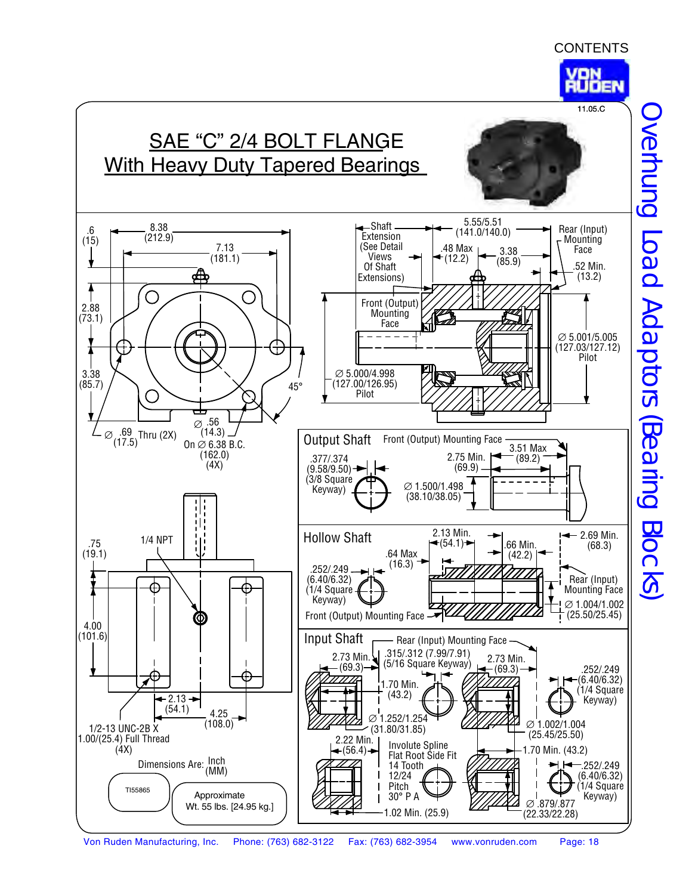CONTENTS

11.05.C

# SAE "C" 2/4 BOLT FLANGE
## With Heavy Duty Tapered Bearings

Overhung Load Adaptors (Bearing Blocks)

.6 (15)
8.38 (212.9)
7.13 (181.1)
2.88 (73.1)
3.38 (85.7)
45°
∅ .69 (17.5) Thru (2X)
∅ .56 (14.3) On ∅ 6.38 B.C. (162.0) (4X)

Shaft Extension (See Detail Views Of Shaft Extensions)
5.55/5.51 (141.0/140.0)
.48 Max (12.2)
3.38 (85.9)
Rear (Input) Mounting Face
.52 Min. (13.2)
Front (Output) Mounting Face
∅ 5.001/5.005 (127.03/127.12) Pilot
∅ 5.000/4.998 (127.00/126.95) Pilot

### Output Shaft

Front (Output) Mounting Face
3.51 Max (89.2)
2.75 Min. (69.9)
.377/.374 (9.58/9.50) (3/8 Square Keyway)
∅ 1.500/1.498 (38.10/38.05)

### Hollow Shaft

2.13 Min. (54.1)
2.69 Min. (68.3)
.66 Min. (42.2)
.64 Max (16.3)
.252/.249 (6.40/6.32) (1/4 Square Keyway)
Rear (Input) Mounting Face
∅ 1.004/1.002 (25.50/25.45)
Front (Output) Mounting Face

### Input Shaft

Rear (Input) Mounting Face
2.73 Min. (69.3)
.315/.312 (7.99/7.91) (5/16 Square Keyway)
2.73 Min. (69.3)
.252/.249 (6.40/6.32) (1/4 Square Keyway)
1.70 Min. (43.2)
∅ 1.252/1.254 (31.80/31.85)
∅ 1.002/1.004 (25.45/25.50)
2.22 Min. (56.4)
Involute Spline Flat Root Side Fit 14 Tooth 12/24 Pitch 30° P A
1.70 Min. (43.2)
.252/.249 (6.40/6.32) (1/4 Square Keyway)
1.02 Min. (25.9)
∅ .879/.877 (22.33/22.28)

.75 (19.1)
1/4 NPT
4.00 (101.6)
2.13 (54.1)
4.25 (108.0)
1/2-13 UNC-2B X 1.00/(25.4) Full Thread (4X)

Dimensions Are: Inch (MM)

TI55865

Approximate Wt. 55 lbs. [24.95 kg.]

Von Ruden Manufacturing, Inc. Phone: (763) 682-3122 Fax: (763) 682-3954 www.vonruden.com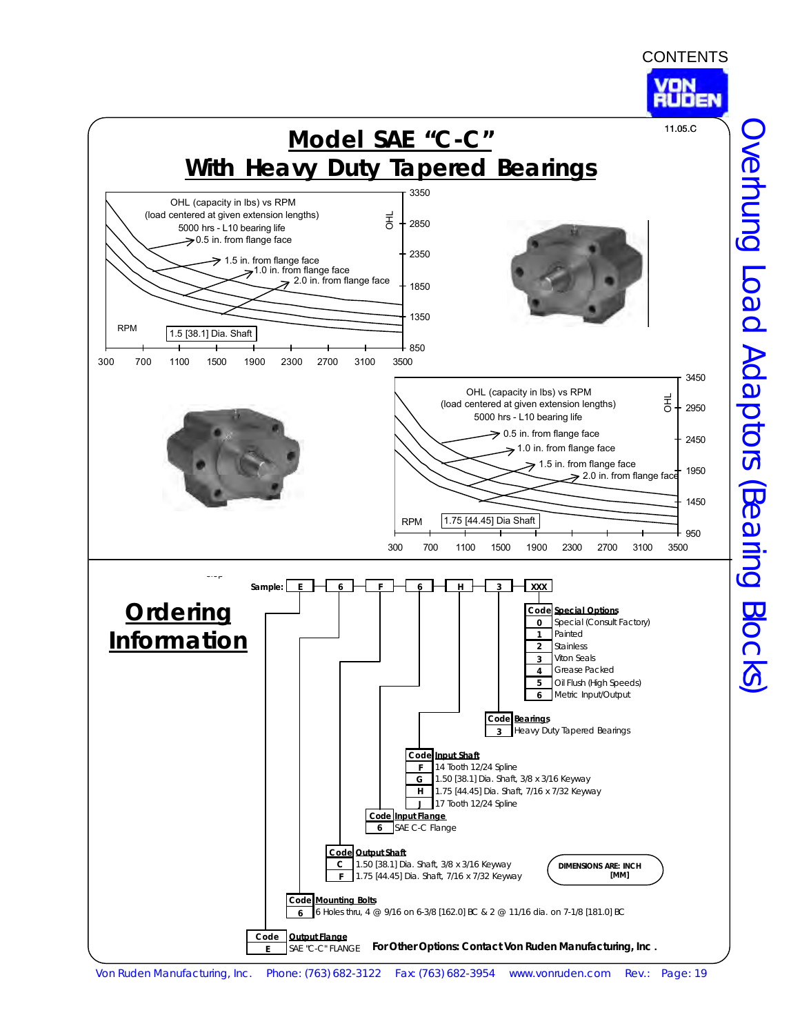# Model SAE "C-C" With Heavy Duty Tapered Bearings

11.05.C

OHL (capacity in lbs) vs RPM
(load centered at given extension lengths)
5000 hrs - L10 bearing life

- 0.5 in. from flange face
- 1.0 in. from flange face
- 1.5 in. from flange face
- 2.0 in. from flange face

1.5 [38.1] Dia. Shaft

OHL: 850, 1350, 1850, 2350, 2850, 3350

RPM: 300, 700, 1100, 1500, 1900, 2300, 2700, 3100, 3500

OHL (capacity in lbs) vs RPM
(load centered at given extension lengths)
5000 hrs - L10 bearing life

- 0.5 in. from flange face
- 1.0 in. from flange face
- 1.5 in. from flange face
- 2.0 in. from flange face

1.75 [44.45] Dia Shaft

OHL: 950, 1450, 1950, 2450, 2950, 3450

RPM: 300, 700, 1100, 1500, 1900, 2300, 2700, 3100, 3500

## Ordering Information

Sample: E – 6 – F – 6 – H – 3 – XXX

| Code | Special Options |
|---|---|
| 0 | Special (Consult Factory) |
| 1 | Painted |
| 2 | Stainless |
| 3 | Viton Seals |
| 4 | Grease Packed |
| 5 | Oil Flush (High Speeds) |
| 6 | Metric Input/Output |

| Code | Bearings |
|---|---|
| 3 | Heavy Duty Tapered Bearings |

| Code | Input Shaft |
|---|---|
| F | 14 Tooth 12/24 Spline |
| G | 1.50 [38.1] Dia. Shaft, 3/8 x 3/16 Keyway |
| H | 1.75 [44.45] Dia. Shaft, 7/16 x 7/32 Keyway |
| J | 17 Tooth 12/24 Spline |

| Code | Input Flange |
|---|---|
| 6 | SAE C-C Flange |

| Code | Output Shaft |
|---|---|
| C | 1.50 [38.1] Dia. Shaft, 3/8 x 3/16 Keyway |
| F | 1.75 [44.45] Dia. Shaft, 7/16 x 7/32 Keyway |

DIMENSIONS ARE: INCH [MM]

| Code | Mounting Bolts |
|---|---|
| 6 | 6 Holes thru, 4 @ 9/16 on 6-3/8 [162.0] BC & 2 @ 11/16 dia. on 7-1/8 [181.0] BC |

| Code | Output Flange |
|---|---|
| E | SAE "C-C" FLANGE |

**For Other Options: Contact Von Ruden Manufacturing, Inc.**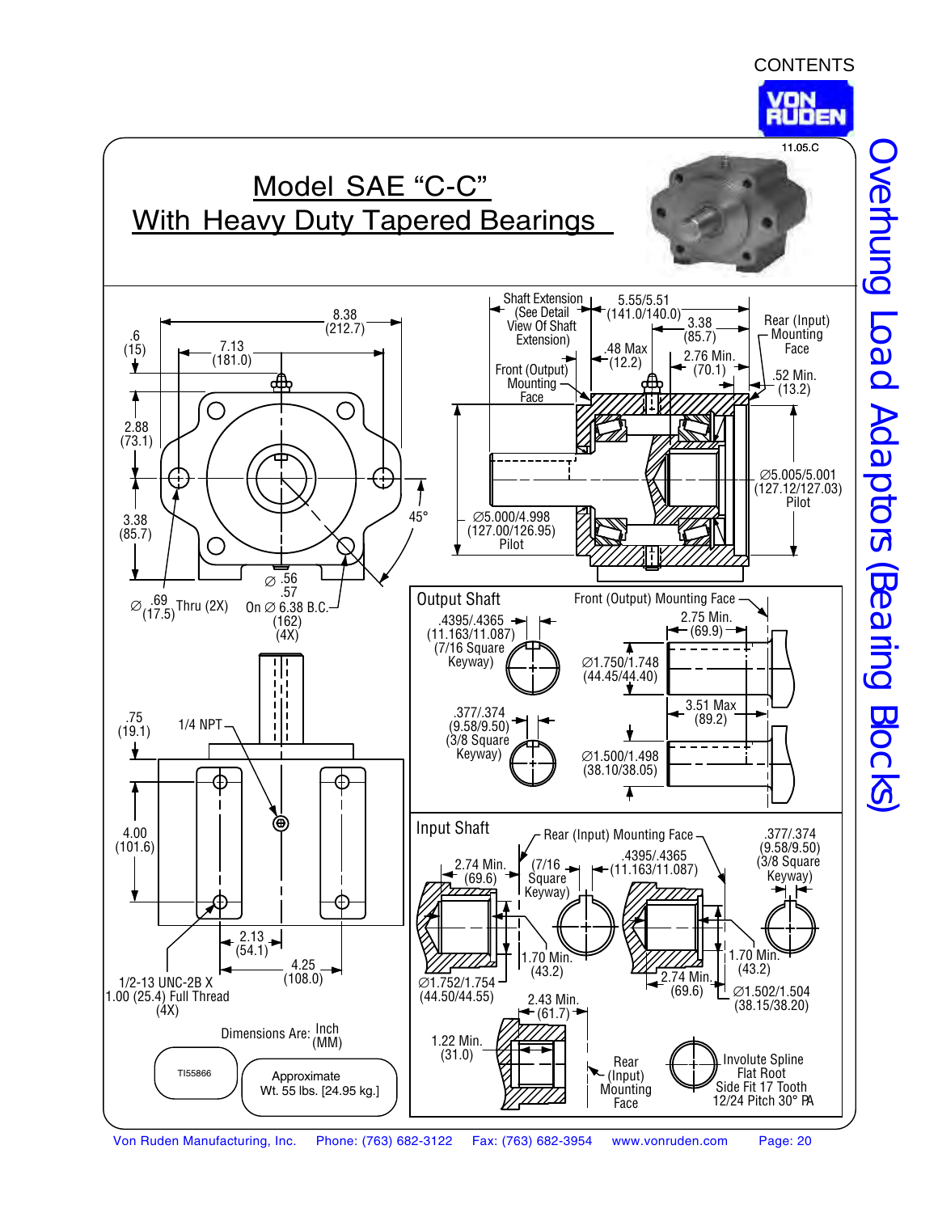CONTENTS

11.05.C

# Model SAE "C-C"
# With Heavy Duty Tapered Bearings

Overhung Load Adaptors (Bearing Blocks)

8.38 (212.7)

7.13 (181.0)

.6 (15)

2.88 (73.1)

3.38 (85.7)

45°

∅ .56 .57 On ∅ 6.38 B.C. (162) (4X)

∅ .69 (17.5) Thru (2X)

Shaft Extension (See Detail View Of Shaft Extension)

5.55/5.51 (141.0/140.0)

3.38 (85.7)

Rear (Input) Mounting Face

.48 Max (12.2)

2.76 Min. (70.1)

.52 Min. (13.2)

Front (Output) Mounting Face

∅5.005/5.001 (127.12/127.03) Pilot

∅5.000/4.998 (127.00/126.95) Pilot

.75 (19.1)

1/4 NPT

4.00 (101.6)

2.13 (54.1)

4.25 (108.0)

1/2-13 UNC-2B X 1.00 (25.4) Full Thread (4X)

Dimensions Are: Inch (MM)

TI55866

Approximate Wt. 55 lbs. [24.95 kg.]

## Output Shaft

Front (Output) Mounting Face

.4395/.4365 (11.163/11.087) (7/16 Square Keyway)

2.75 Min. (69.9)

∅1.750/1.748 (44.45/44.40)

.377/.374 (9.58/9.50) (3/8 Square Keyway)

3.51 Max (89.2)

∅1.500/1.498 (38.10/38.05)

## Input Shaft

Rear (Input) Mounting Face

2.74 Min. (69.6)

(7/16 Square Keyway)

.4395/.4365 (11.163/11.087)

.377/.374 (9.58/9.50) (3/8 Square Keyway)

1.70 Min. (43.2)

∅1.752/1.754 (44.50/44.55)

2.74 Min. (69.6)

1.70 Min. (43.2)

∅1.502/1.504 (38.15/38.20)

2.43 Min. (61.7)

1.22 Min. (31.0)

Rear (Input) Mounting Face

Involute Spline Flat Root Side Fit 17 Tooth 12/24 Pitch 30° PA

Von Ruden Manufacturing, Inc. Phone: (763) 682-3122 Fax: (763) 682-3954 www.vonruden.com